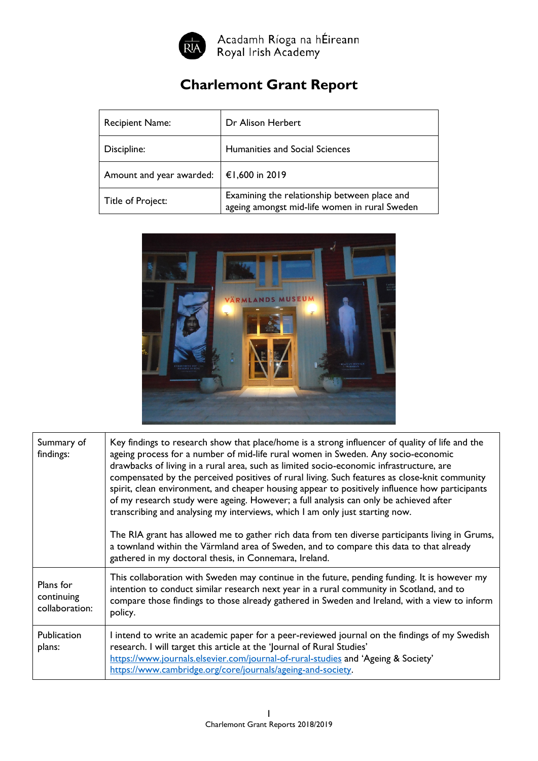Acadamh Ríoga na hÉireann
Royal Irish Academy

# Charlemont Grant Report

| Recipient Name: | Dr Alison Herbert |
|---|---|
| Discipline: | Humanities and Social Sciences |
| Amount and year awarded: | €1,600 in 2019 |
| Title of Project: | Examining the relationship between place and ageing amongst mid-life women in rural Sweden |

| Summary of findings: | Key findings to research show that place/home is a strong influencer of quality of life and the ageing process for a number of mid-life rural women in Sweden. Any socio-economic drawbacks of living in a rural area, such as limited socio-economic infrastructure, are compensated by the perceived positives of rural living. Such features as close-knit community spirit, clean environment, and cheaper housing appear to positively influence how participants of my research study were ageing. However; a full analysis can only be achieved after transcribing and analysing my interviews, which I am only just starting now.<br><br>The RIA grant has allowed me to gather rich data from ten diverse participants living in Grums, a townland within the Värmland area of Sweden, and to compare this data to that already gathered in my doctoral thesis, in Connemara, Ireland. |
|---|---|
| Plans for continuing collaboration: | This collaboration with Sweden may continue in the future, pending funding. It is however my intention to conduct similar research next year in a rural community in Scotland, and to compare those findings to those already gathered in Sweden and Ireland, with a view to inform policy. |
| Publication plans: | I intend to write an academic paper for a peer-reviewed journal on the findings of my Swedish research. I will target this article at the 'Journal of Rural Studies' https://www.journals.elsevier.com/journal-of-rural-studies and 'Ageing & Society' https://www.cambridge.org/core/journals/ageing-and-society. |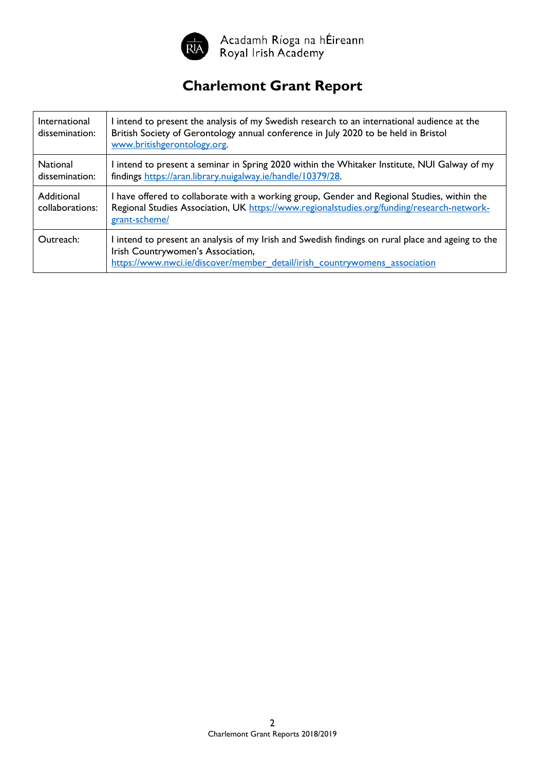Acadamh Ríoga na hÉireann
Royal Irish Academy

# Charlemont Grant Report

| | |
|---|---|
| International dissemination: | I intend to present the analysis of my Swedish research to an international audience at the British Society of Gerontology annual conference in July 2020 to be held in Bristol www.britishgerontology.org. |
| National dissemination: | I intend to present a seminar in Spring 2020 within the Whitaker Institute, NUI Galway of my findings https://aran.library.nuigalway.ie/handle/10379/28. |
| Additional collaborations: | I have offered to collaborate with a working group, Gender and Regional Studies, within the Regional Studies Association, UK https://www.regionalstudies.org/funding/research-network-grant-scheme/ |
| Outreach: | I intend to present an analysis of my Irish and Swedish findings on rural place and ageing to the Irish Countrywomen's Association, https://www.nwci.ie/discover/member_detail/irish_countrywomens_association |